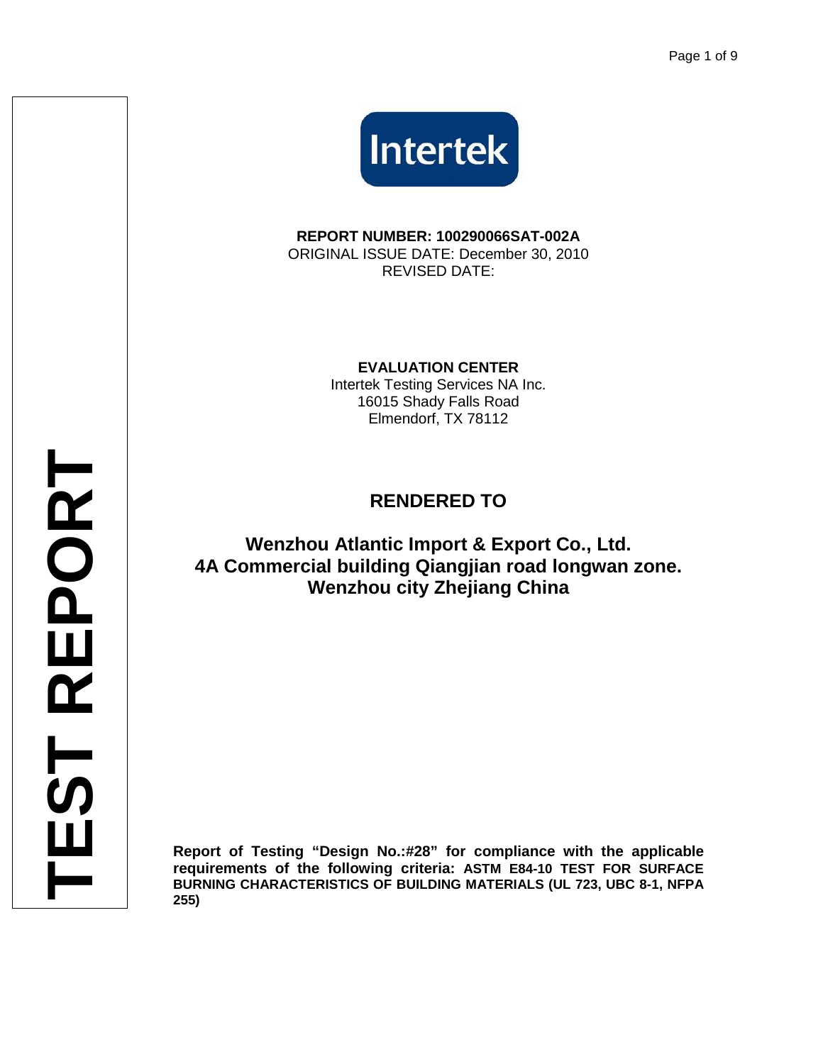Intertek

**REPORT NUMBER: 100290066SAT-002A**
ORIGINAL ISSUE DATE: December 30, 2010
REVISED DATE:

**EVALUATION CENTER**
Intertek Testing Services NA Inc.
16015 Shady Falls Road
Elmendorf, TX 78112

## RENDERED TO

**Wenzhou Atlantic Import & Export Co., Ltd.**
**4A Commercial building Qiangjian road longwan zone.**
**Wenzhou city Zhejiang China**

# TEST REPORT

**Report of Testing "Design No.:#28" for compliance with the applicable requirements of the following criteria: ASTM E84-10 TEST FOR SURFACE BURNING CHARACTERISTICS OF BUILDING MATERIALS (UL 723, UBC 8-1, NFPA 255)**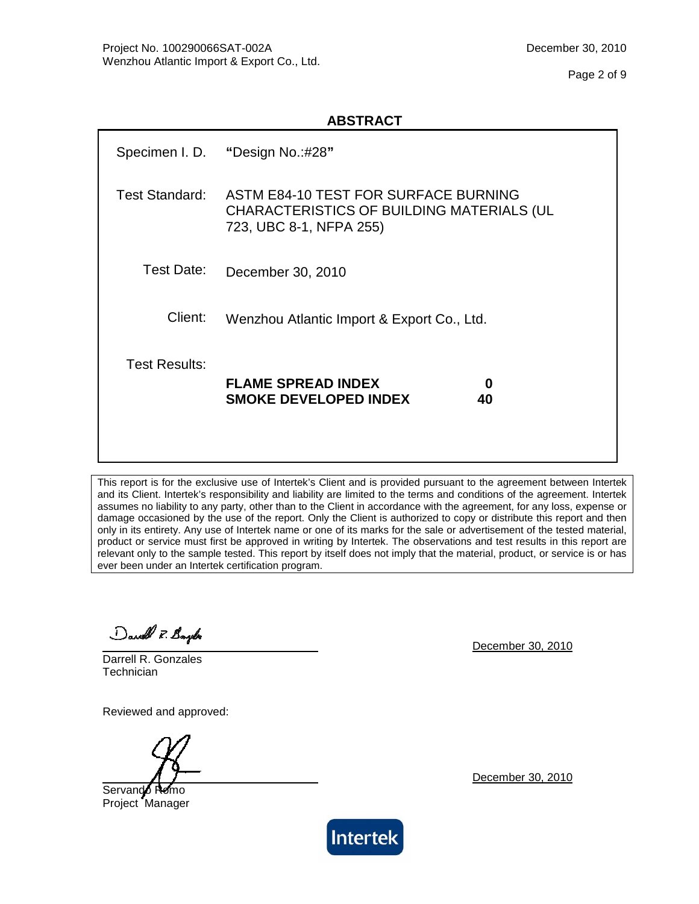## ABSTRACT

| | |
|---|---|
| Specimen I. D. | **"**Design No.:#28**"** |
| Test Standard: | ASTM E84-10 TEST FOR SURFACE BURNING CHARACTERISTICS OF BUILDING MATERIALS (UL 723, UBC 8-1, NFPA 255) |
| Test Date: | December 30, 2010 |
| Client: | Wenzhou Atlantic Import & Export Co., Ltd. |
| Test Results: | **FLAME SPREAD INDEX** **0**<br>**SMOKE DEVELOPED INDEX** **40** |

This report is for the exclusive use of Intertek's Client and is provided pursuant to the agreement between Intertek and its Client. Intertek's responsibility and liability are limited to the terms and conditions of the agreement. Intertek assumes no liability to any party, other than to the Client in accordance with the agreement, for any loss, expense or damage occasioned by the use of the report. Only the Client is authorized to copy or distribute this report and then only in its entirety. Any use of Intertek name or one of its marks for the sale or advertisement of the tested material, product or service must first be approved in writing by Intertek. The observations and test results in this report are relevant only to the sample tested. This report by itself does not imply that the material, product, or service is or has ever been under an Intertek certification program.

Darrell R. Gonzales
Technician

December 30, 2010

Reviewed and approved:

Servando Romo
Project Manager

December 30, 2010

Intertek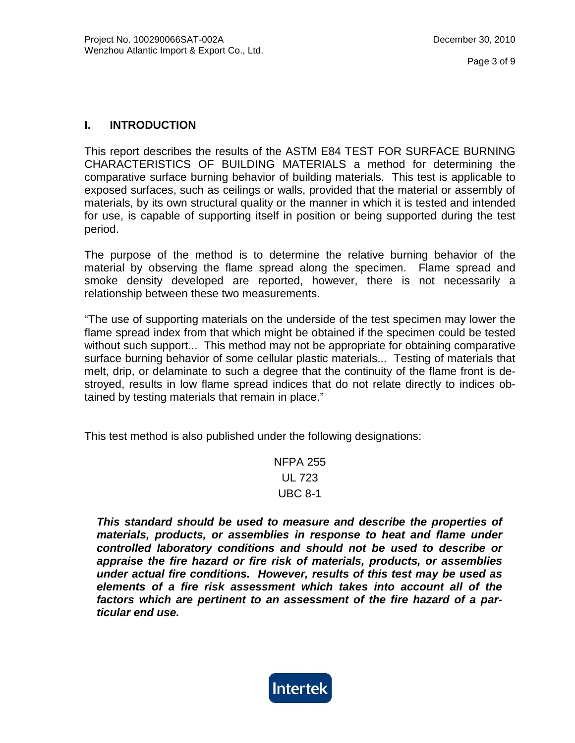## I. INTRODUCTION

This report describes the results of the ASTM E84 TEST FOR SURFACE BURNING CHARACTERISTICS OF BUILDING MATERIALS a method for determining the comparative surface burning behavior of building materials. This test is applicable to exposed surfaces, such as ceilings or walls, provided that the material or assembly of materials, by its own structural quality or the manner in which it is tested and intended for use, is capable of supporting itself in position or being supported during the test period.

The purpose of the method is to determine the relative burning behavior of the material by observing the flame spread along the specimen. Flame spread and smoke density developed are reported, however, there is not necessarily a relationship between these two measurements.

"The use of supporting materials on the underside of the test specimen may lower the flame spread index from that which might be obtained if the specimen could be tested without such support... This method may not be appropriate for obtaining comparative surface burning behavior of some cellular plastic materials... Testing of materials that melt, drip, or delaminate to such a degree that the continuity of the flame front is destroyed, results in low flame spread indices that do not relate directly to indices obtained by testing materials that remain in place."

This test method is also published under the following designations:

NFPA 255
UL 723
UBC 8-1

***This standard should be used to measure and describe the properties of materials, products, or assemblies in response to heat and flame under controlled laboratory conditions and should not be used to describe or appraise the fire hazard or fire risk of materials, products, or assemblies under actual fire conditions. However, results of this test may be used as elements of a fire risk assessment which takes into account all of the factors which are pertinent to an assessment of the fire hazard of a particular end use.***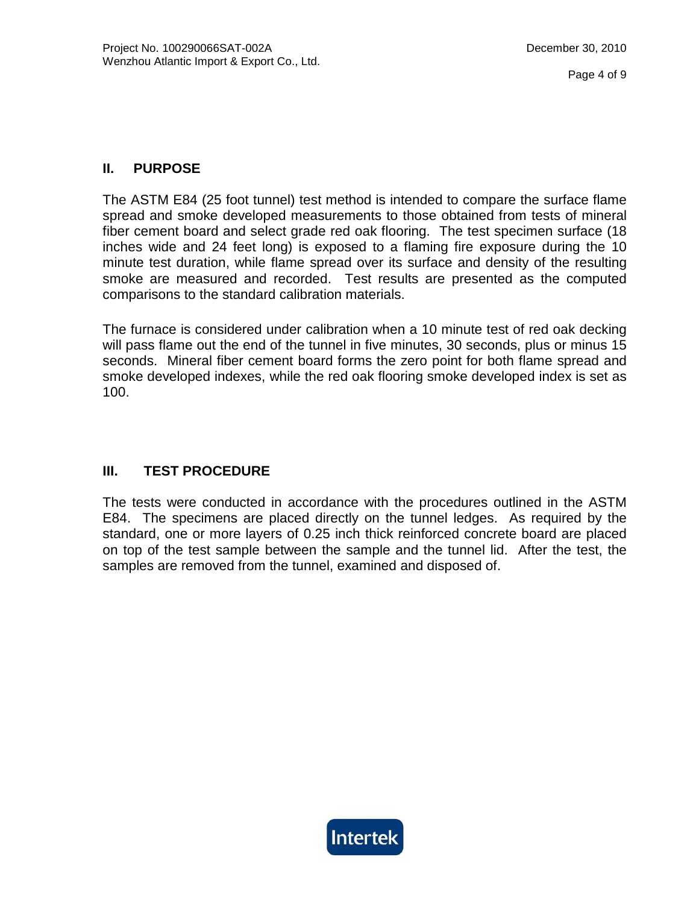## II. PURPOSE

The ASTM E84 (25 foot tunnel) test method is intended to compare the surface flame spread and smoke developed measurements to those obtained from tests of mineral fiber cement board and select grade red oak flooring. The test specimen surface (18 inches wide and 24 feet long) is exposed to a flaming fire exposure during the 10 minute test duration, while flame spread over its surface and density of the resulting smoke are measured and recorded. Test results are presented as the computed comparisons to the standard calibration materials.

The furnace is considered under calibration when a 10 minute test of red oak decking will pass flame out the end of the tunnel in five minutes, 30 seconds, plus or minus 15 seconds. Mineral fiber cement board forms the zero point for both flame spread and smoke developed indexes, while the red oak flooring smoke developed index is set as 100.

## III. TEST PROCEDURE

The tests were conducted in accordance with the procedures outlined in the ASTM E84. The specimens are placed directly on the tunnel ledges. As required by the standard, one or more layers of 0.25 inch thick reinforced concrete board are placed on top of the test sample between the sample and the tunnel lid. After the test, the samples are removed from the tunnel, examined and disposed of.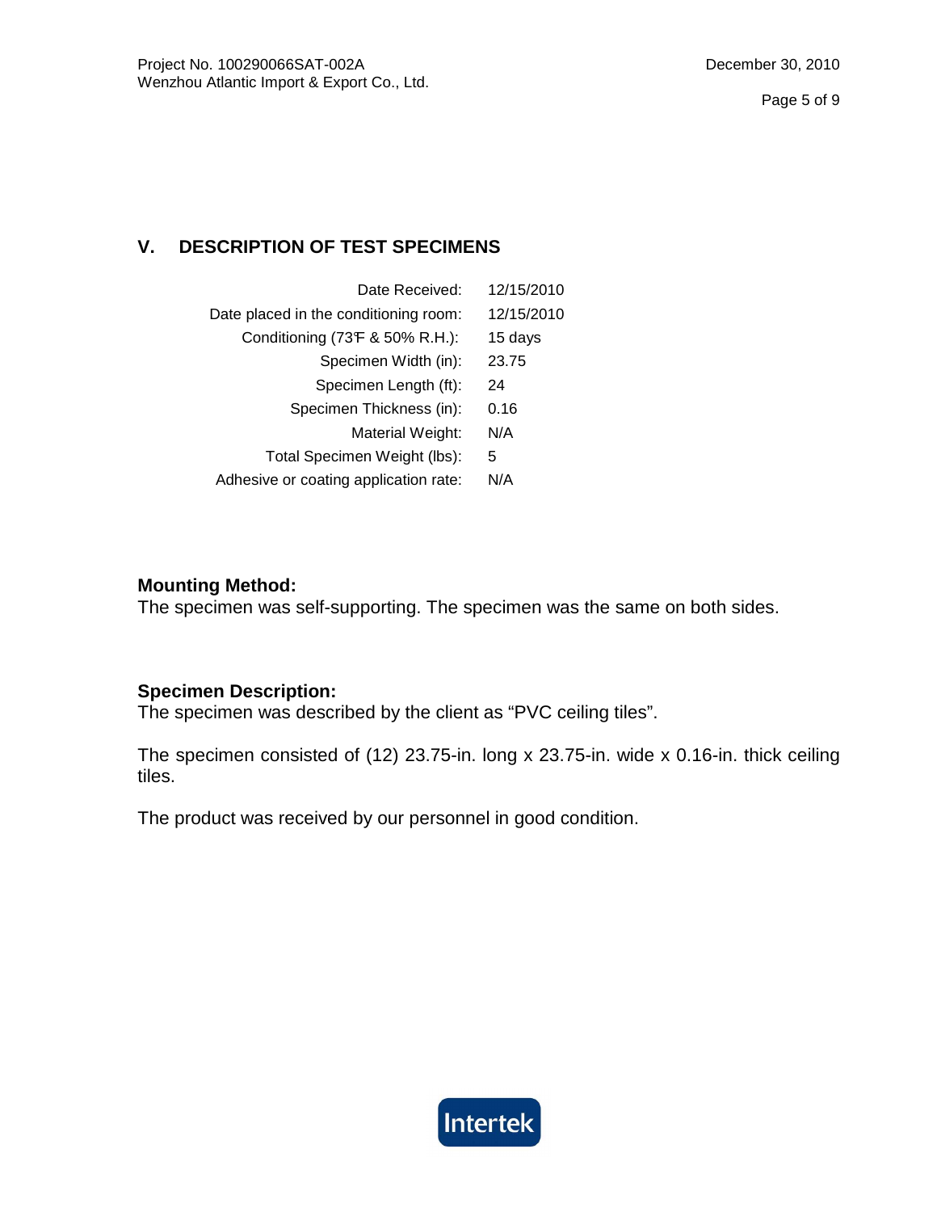## V. DESCRIPTION OF TEST SPECIMENS

| | |
|---|---|
| Date Received: | 12/15/2010 |
| Date placed in the conditioning room: | 12/15/2010 |
| Conditioning (73℉ & 50% R.H.): | 15 days |
| Specimen Width (in): | 23.75 |
| Specimen Length (ft): | 24 |
| Specimen Thickness (in): | 0.16 |
| Material Weight: | N/A |
| Total Specimen Weight (lbs): | 5 |
| Adhesive or coating application rate: | N/A |

**Mounting Method:**
The specimen was self-supporting. The specimen was the same on both sides.

**Specimen Description:**
The specimen was described by the client as “PVC ceiling tiles”.

The specimen consisted of (12) 23.75-in. long x 23.75-in. wide x 0.16-in. thick ceiling tiles.

The product was received by our personnel in good condition.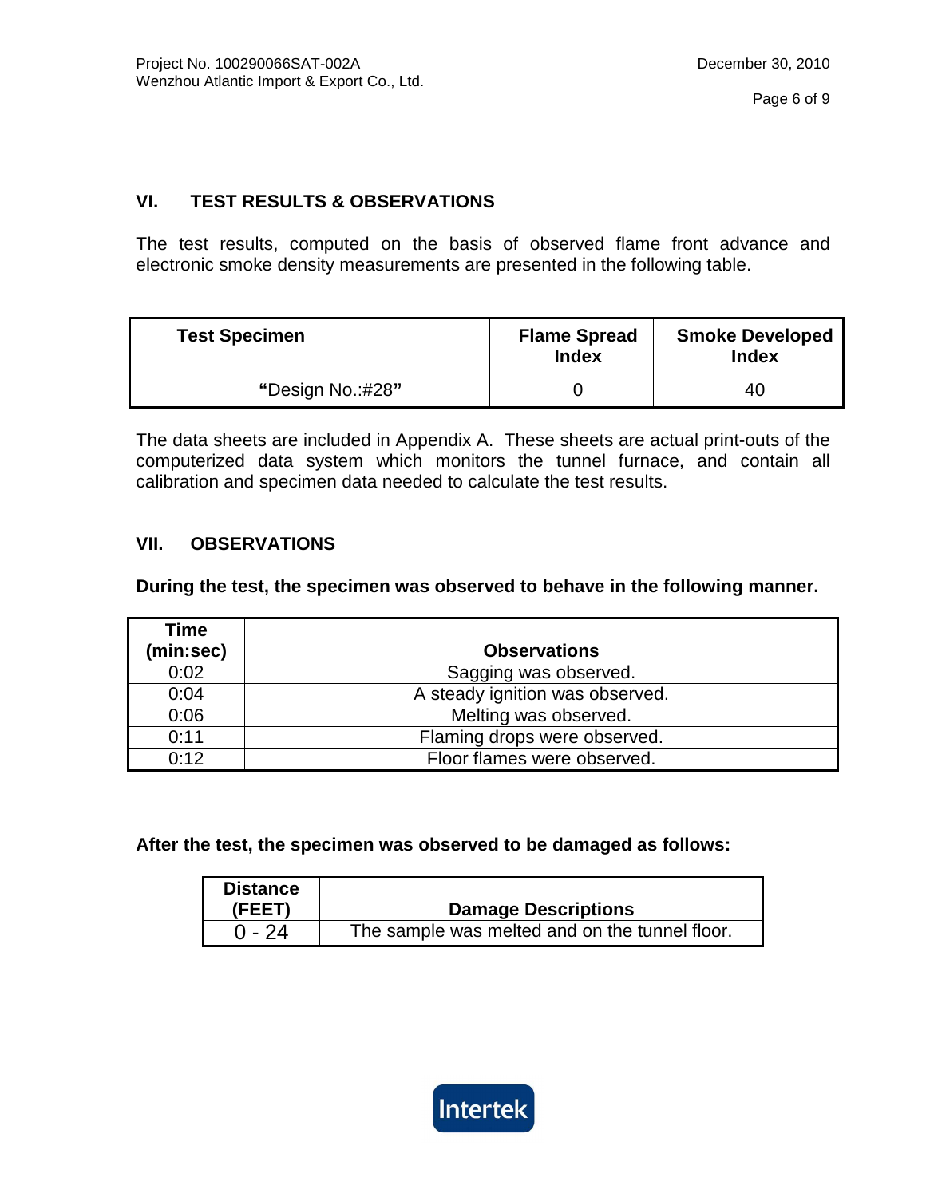## VI. TEST RESULTS & OBSERVATIONS

The test results, computed on the basis of observed flame front advance and electronic smoke density measurements are presented in the following table.

| Test Specimen | Flame Spread Index | Smoke Developed Index |
|---|---|---|
| "Design No.:#28" | 0 | 40 |

The data sheets are included in Appendix A. These sheets are actual print-outs of the computerized data system which monitors the tunnel furnace, and contain all calibration and specimen data needed to calculate the test results.

## VII. OBSERVATIONS

**During the test, the specimen was observed to behave in the following manner.**

| Time (min:sec) | Observations |
|---|---|
| 0:02 | Sagging was observed. |
| 0:04 | A steady ignition was observed. |
| 0:06 | Melting was observed. |
| 0:11 | Flaming drops were observed. |
| 0:12 | Floor flames were observed. |

**After the test, the specimen was observed to be damaged as follows:**

| Distance (FEET) | Damage Descriptions |
|---|---|
| 0 - 24 | The sample was melted and on the tunnel floor. |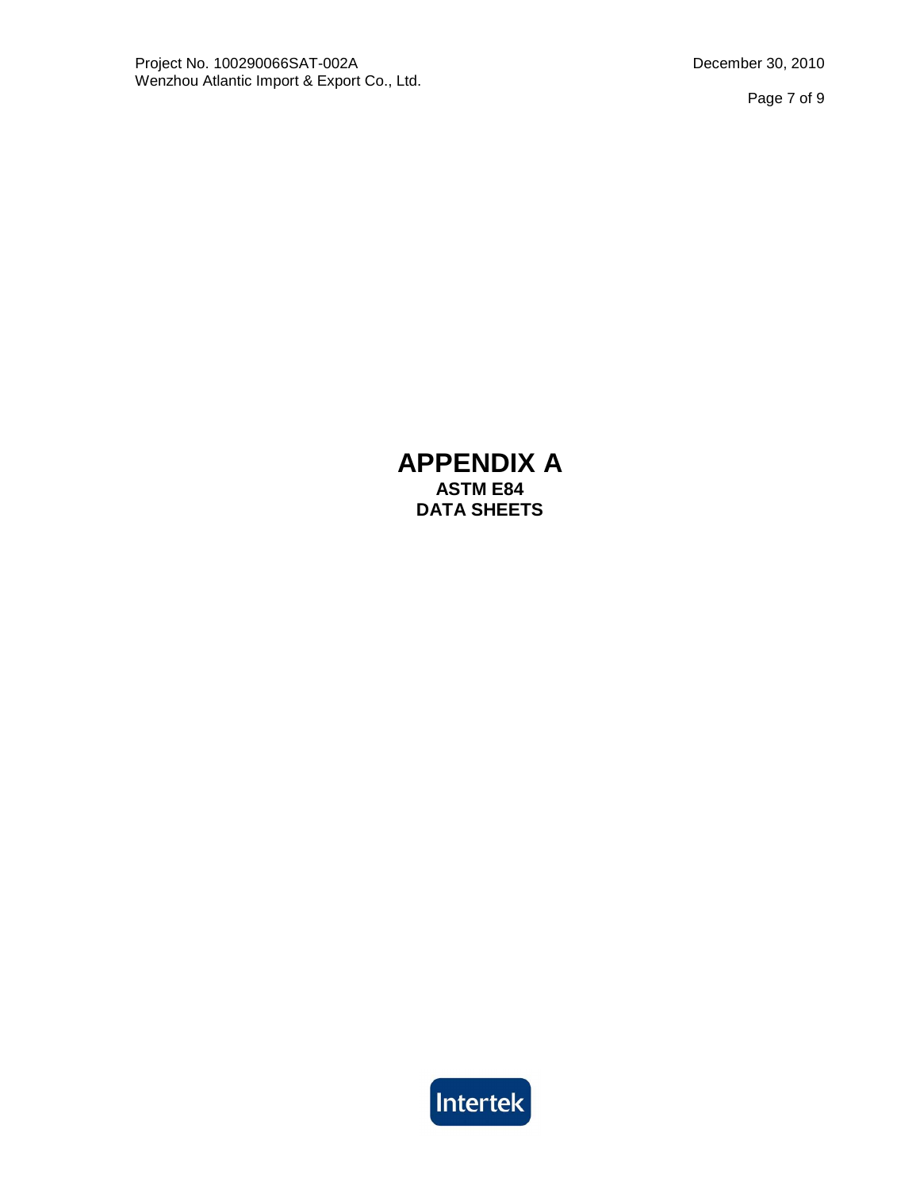# APPENDIX A

**ASTM E84**

**DATA SHEETS**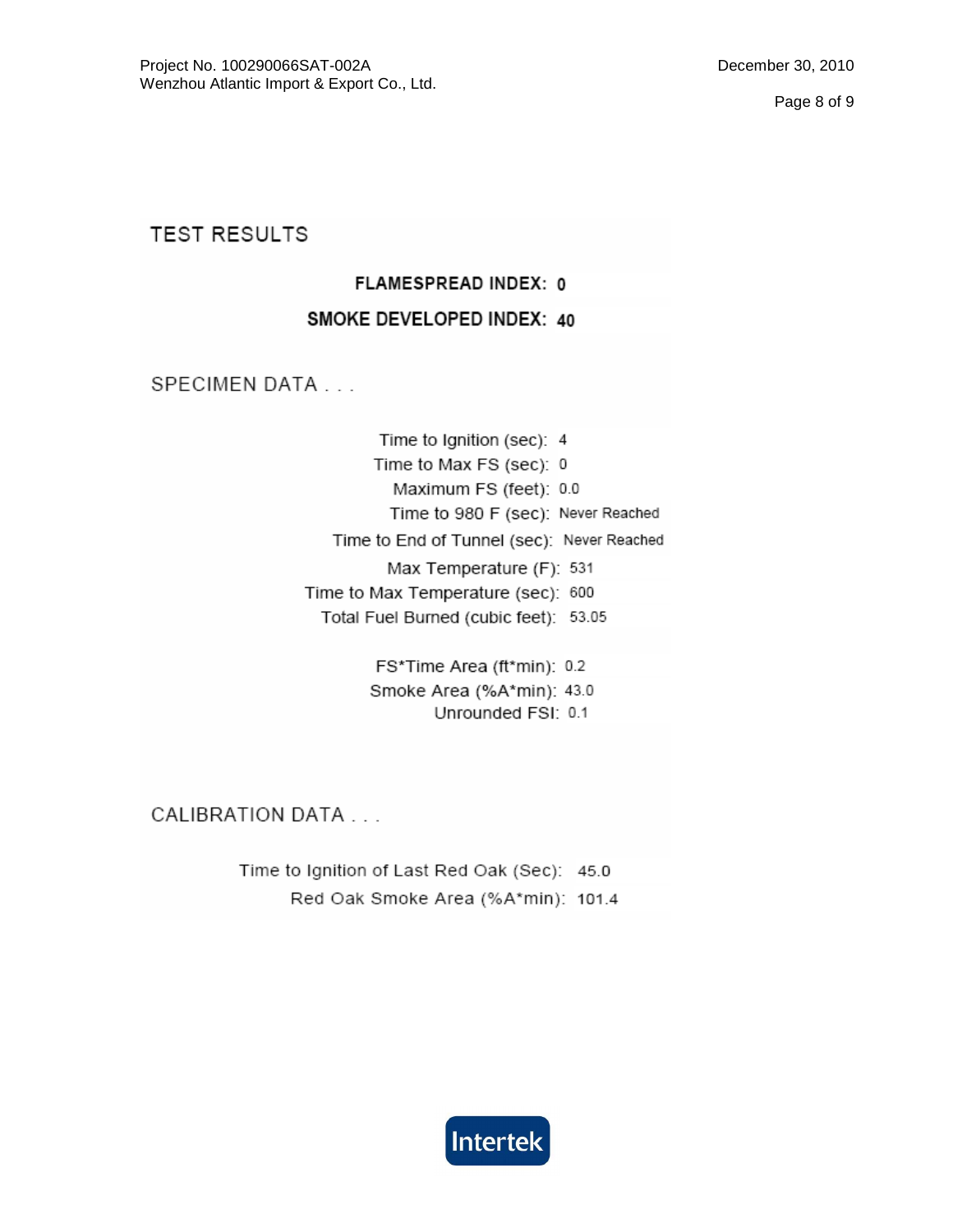## TEST RESULTS

**FLAMESPREAD INDEX: 0**

**SMOKE DEVELOPED INDEX: 40**

## SPECIMEN DATA . . .

| | |
|---|---|
| Time to Ignition (sec): | 4 |
| Time to Max FS (sec): | 0 |
| Maximum FS (feet): | 0.0 |
| Time to 980 F (sec): | Never Reached |
| Time to End of Tunnel (sec): | Never Reached |
| Max Temperature (F): | 531 |
| Time to Max Temperature (sec): | 600 |
| Total Fuel Burned (cubic feet): | 53.05 |
| FS*Time Area (ft*min): | 0.2 |
| Smoke Area (%A*min): | 43.0 |
| Unrounded FSI: | 0.1 |

## CALIBRATION DATA . . .

| | |
|---|---|
| Time to Ignition of Last Red Oak (Sec): | 45.0 |
| Red Oak Smoke Area (%A*min): | 101.4 |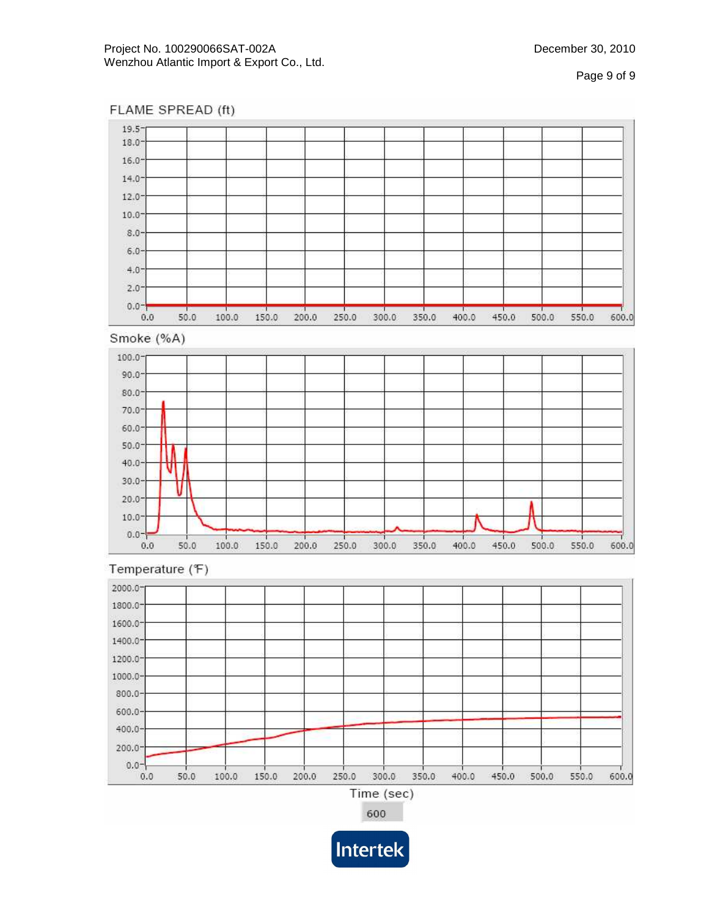FLAME SPREAD (ft)

19.5
18.0
16.0
14.0
12.0
10.0
8.0
6.0
4.0
2.0
0.0

0.0 50.0 100.0 150.0 200.0 250.0 300.0 350.0 400.0 450.0 500.0 550.0 600.0

Smoke (%A)

100.0
90.0
80.0
70.0
60.0
50.0
40.0
30.0
20.0
10.0
0.0

0.0 50.0 100.0 150.0 200.0 250.0 300.0 350.0 400.0 450.0 500.0 550.0 600.0

Temperature (℉)

2000.0
1800.0
1600.0
1400.0
1200.0
1000.0
800.0
600.0
400.0
200.0
0.0

0.0 50.0 100.0 150.0 200.0 250.0 300.0 350.0 400.0 450.0 500.0 550.0 600.0

Time (sec)

600

Intertek